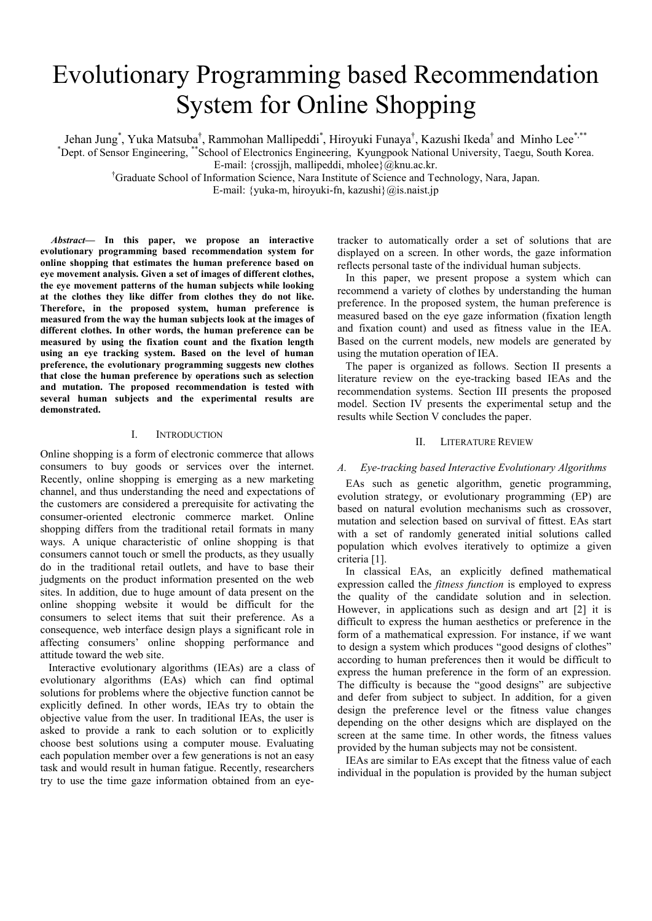# Evolutionary Programming based Recommendation System for Online Shopping

Jehan Jung[*], Yuka Matsuba[†], Rammohan Mallipeddi[*], Hiroyuki Funaya[†], Kazushi Ikeda[†] and Minho Lee[*,**]

[*]Dept. of Sensor Engineering, [**]School of Electronics Engineering, Kyungpook National University, Taegu, South Korea.
E-mail: {crossjjh, mallipeddi, mholee}@knu.ac.kr.

[†]Graduate School of Information Science, Nara Institute of Science and Technology, Nara, Japan.
E-mail: {yuka-m, hiroyuki-fn, kazushi}@is.naist.jp

***Abstract*— In this paper, we propose an interactive evolutionary programming based recommendation system for online shopping that estimates the human preference based on eye movement analysis. Given a set of images of different clothes, the eye movement patterns of the human subjects while looking at the clothes they like differ from clothes they do not like. Therefore, in the proposed system, human preference is measured from the way the human subjects look at the images of different clothes. In other words, the human preference can be measured by using the fixation count and the fixation length using an eye tracking system. Based on the level of human preference, the evolutionary programming suggests new clothes that close the human preference by operations such as selection and mutation. The proposed recommendation is tested with several human subjects and the experimental results are demonstrated.**

## I. Introduction

Online shopping is a form of electronic commerce that allows consumers to buy goods or services over the internet. Recently, online shopping is emerging as a new marketing channel, and thus understanding the need and expectations of the customers are considered a prerequisite for activating the consumer-oriented electronic commerce market. Online shopping differs from the traditional retail formats in many ways. A unique characteristic of online shopping is that consumers cannot touch or smell the products, as they usually do in the traditional retail outlets, and have to base their judgments on the product information presented on the web sites. In addition, due to huge amount of data present on the online shopping website it would be difficult for the consumers to select items that suit their preference. As a consequence, web interface design plays a significant role in affecting consumers' online shopping performance and attitude toward the web site.

Interactive evolutionary algorithms (IEAs) are a class of evolutionary algorithms (EAs) which can find optimal solutions for problems where the objective function cannot be explicitly defined. In other words, IEAs try to obtain the objective value from the user. In traditional IEAs, the user is asked to provide a rank to each solution or to explicitly choose best solutions using a computer mouse. Evaluating each population member over a few generations is not an easy task and would result in human fatigue. Recently, researchers try to use the time gaze information obtained from an eye-tracker to automatically order a set of solutions that are displayed on a screen. In other words, the gaze information reflects personal taste of the individual human subjects.

In this paper, we present propose a system which can recommend a variety of clothes by understanding the human preference. In the proposed system, the human preference is measured based on the eye gaze information (fixation length and fixation count) and used as fitness value in the IEA. Based on the current models, new models are generated by using the mutation operation of IEA.

The paper is organized as follows. Section II presents a literature review on the eye-tracking based IEAs and the recommendation systems. Section III presents the proposed model. Section IV presents the experimental setup and the results while Section V concludes the paper.

## II. Literature Review

### *A. Eye-tracking based Interactive Evolutionary Algorithms*

EAs such as genetic algorithm, genetic programming, evolution strategy, or evolutionary programming (EP) are based on natural evolution mechanisms such as crossover, mutation and selection based on survival of fittest. EAs start with a set of randomly generated initial solutions called population which evolves iteratively to optimize a given criteria [1].

In classical EAs, an explicitly defined mathematical expression called the *fitness function* is employed to express the quality of the candidate solution and in selection. However, in applications such as design and art [2] it is difficult to express the human aesthetics or preference in the form of a mathematical expression. For instance, if we want to design a system which produces "good designs of clothes" according to human preferences then it would be difficult to express the human preference in the form of an expression. The difficulty is because the "good designs" are subjective and defer from subject to subject. In addition, for a given design the preference level or the fitness value changes depending on the other designs which are displayed on the screen at the same time. In other words, the fitness values provided by the human subjects may not be consistent.

IEAs are similar to EAs except that the fitness value of each individual in the population is provided by the human subject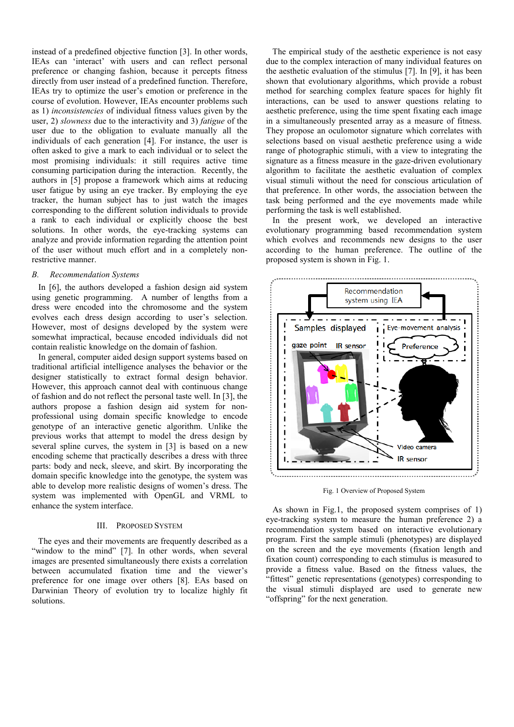instead of a predefined objective function [3]. In other words, IEAs can 'interact' with users and can reflect personal preference or changing fashion, because it percepts fitness directly from user instead of a predefined function. Therefore, IEAs try to optimize the user's emotion or preference in the course of evolution. However, IEAs encounter problems such as 1) *inconsistencies* of individual fitness values given by the user, 2) *slowness* due to the interactivity and 3) *fatigue* of the user due to the obligation to evaluate manually all the individuals of each generation [4]. For instance, the user is often asked to give a mark to each individual or to select the most promising individuals: it still requires active time consuming participation during the interaction. Recently, the authors in [5] propose a framework which aims at reducing user fatigue by using an eye tracker. By employing the eye tracker, the human subject has to just watch the images corresponding to the different solution individuals to provide a rank to each individual or explicitly choose the best solutions. In other words, the eye-tracking systems can analyze and provide information regarding the attention point of the user without much effort and in a completely non-restrictive manner.

### B. Recommendation Systems

In [6], the authors developed a fashion design aid system using genetic programming. A number of lengths from a dress were encoded into the chromosome and the system evolves each dress design according to user's selection. However, most of designs developed by the system were somewhat impractical, because encoded individuals did not contain realistic knowledge on the domain of fashion.

In general, computer aided design support systems based on traditional artificial intelligence analyses the behavior or the designer statistically to extract formal design behavior. However, this approach cannot deal with continuous change of fashion and do not reflect the personal taste well. In [3], the authors propose a fashion design aid system for non-professional using domain specific knowledge to encode genotype of an interactive genetic algorithm. Unlike the previous works that attempt to model the dress design by several spline curves, the system in [3] is based on a new encoding scheme that practically describes a dress with three parts: body and neck, sleeve, and skirt. By incorporating the domain specific knowledge into the genotype, the system was able to develop more realistic designs of women's dress. The system was implemented with OpenGL and VRML to enhance the system interface.

## III. Proposed System

The eyes and their movements are frequently described as a "window to the mind" [7]. In other words, when several images are presented simultaneously there exists a correlation between accumulated fixation time and the viewer's preference for one image over others [8]. EAs based on Darwinian Theory of evolution try to localize highly fit solutions.

The empirical study of the aesthetic experience is not easy due to the complex interaction of many individual features on the aesthetic evaluation of the stimulus [7]. In [9], it has been shown that evolutionary algorithms, which provide a robust method for searching complex feature spaces for highly fit interactions, can be used to answer questions relating to aesthetic preference, using the time spent fixating each image in a simultaneously presented array as a measure of fitness. They propose an oculomotor signature which correlates with selections based on visual aesthetic preference using a wide range of photographic stimuli, with a view to integrating the signature as a fitness measure in the gaze-driven evolutionary algorithm to facilitate the aesthetic evaluation of complex visual stimuli without the need for conscious articulation of that preference. In other words, the association between the task being performed and the eye movements made while performing the task is well established.

In the present work, we developed an interactive evolutionary programming based recommendation system which evolves and recommends new designs to the user according to the human preference. The outline of the proposed system is shown in Fig. 1.

Fig. 1 Overview of Proposed System

As shown in Fig.1, the proposed system comprises of 1) eye-tracking system to measure the human preference 2) a recommendation system based on interactive evolutionary program. First the sample stimuli (phenotypes) are displayed on the screen and the eye movements (fixation length and fixation count) corresponding to each stimulus is measured to provide a fitness value. Based on the fitness values, the "fittest" genetic representations (genotypes) corresponding to the visual stimuli displayed are used to generate new "offspring" for the next generation.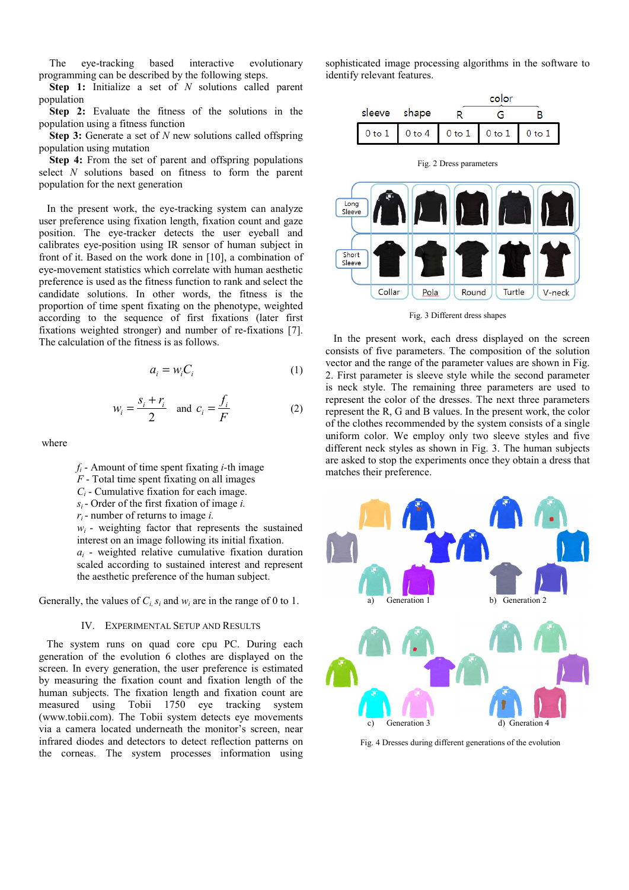The eye-tracking based interactive evolutionary programming can be described by the following steps.

**Step 1:** Initialize a set of *N* solutions called parent population

**Step 2:** Evaluate the fitness of the solutions in the population using a fitness function

**Step 3:** Generate a set of *N* new solutions called offspring population using mutation

**Step 4:** From the set of parent and offspring populations select *N* solutions based on fitness to form the parent population for the next generation

In the present work, the eye-tracking system can analyze user preference using fixation length, fixation count and gaze position. The eye-tracker detects the user eyeball and calibrates eye-position using IR sensor of human subject in front of it. Based on the work done in [10], a combination of eye-movement statistics which correlate with human aesthetic preference is used as the fitness function to rank and select the candidate solutions. In other words, the fitness is the proportion of time spent fixating on the phenotype, weighted according to the sequence of first fixations (later first fixations weighted stronger) and number of re-fixations [7]. The calculation of the fitness is as follows.

$$a_i = w_i C_i \tag{1}$$

$$w_i = \frac{s_i + r_i}{2} \quad \text{and} \quad c_i = \frac{f_i}{F} \tag{2}$$

where

$f_i$ - Amount of time spent fixating *i*-th image

$F$ - Total time spent fixating on all images

$C_i$ - Cumulative fixation for each image.

$s_i$ - Order of the first fixation of image *i*.

$r_i$ - number of returns to image *i*.

$w_i$ - weighting factor that represents the sustained interest on an image following its initial fixation.

$a_i$ - weighted relative cumulative fixation duration scaled according to sustained interest and represent the aesthetic preference of the human subject.

Generally, the values of $C_i$, $s_i$ and $w_i$ are in the range of 0 to 1.

## IV. Experimental Setup and Results

The system runs on quad core cpu PC. During each generation of the evolution 6 clothes are displayed on the screen. In every generation, the user preference is estimated by measuring the fixation count and fixation length of the human subjects. The fixation length and fixation count are measured using Tobii 1750 eye tracking system (www.tobii.com). The Tobii system detects eye movements via a camera located underneath the monitor's screen, near infrared diodes and detectors to detect reflection patterns on the corneas. The system processes information using sophisticated image processing algorithms in the software to identify relevant features.

| sleeve | shape | color R | color G | color B |
|---|---|---|---|---|
| 0 to 1 | 0 to 4 | 0 to 1 | 0 to 1 | 0 to 1 |

Fig. 2 Dress parameters

Fig. 3 Different dress shapes

In the present work, each dress displayed on the screen consists of five parameters. The composition of the solution vector and the range of the parameter values are shown in Fig. 2. First parameter is sleeve style while the second parameter is neck style. The remaining three parameters are used to represent the color of the dresses. The next three parameters represent the R, G and B values. In the present work, the color of the clothes recommended by the system consists of a single uniform color. We employ only two sleeve styles and five different neck styles as shown in Fig. 3. The human subjects are asked to stop the experiments once they obtain a dress that matches their preference.

a) Generation 1 b) Generation 2 c) Generation 3 d) Generation 4

Fig. 4 Dresses during different generations of the evolution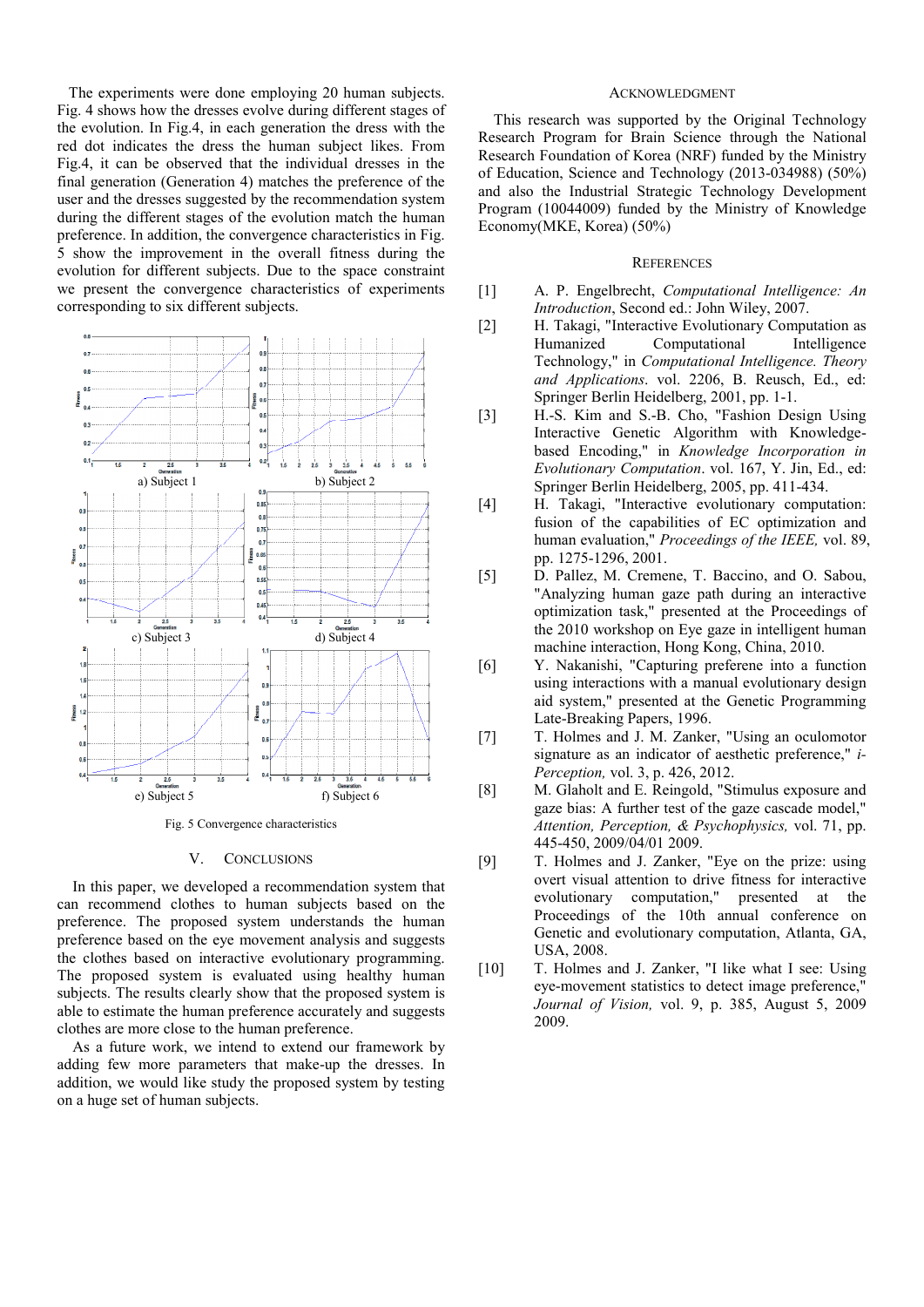The experiments were done employing 20 human subjects. Fig. 4 shows how the dresses evolve during different stages of the evolution. In Fig.4, in each generation the dress with the red dot indicates the dress the human subject likes. From Fig.4, it can be observed that the individual dresses in the final generation (Generation 4) matches the preference of the user and the dresses suggested by the recommendation system during the different stages of the evolution match the human preference. In addition, the convergence characteristics in Fig. 5 show the improvement in the overall fitness during the evolution for different subjects. Due to the space constraint we present the convergence characteristics of experiments corresponding to six different subjects.

a) Subject 1

b) Subject 2

c) Subject 3

d) Subject 4

e) Subject 5

f) Subject 6

Fig. 5 Convergence characteristics

## V. CONCLUSIONS

In this paper, we developed a recommendation system that can recommend clothes to human subjects based on the preference. The proposed system understands the human preference based on the eye movement analysis and suggests the clothes based on interactive evolutionary programming. The proposed system is evaluated using healthy human subjects. The results clearly show that the proposed system is able to estimate the human preference accurately and suggests clothes are more close to the human preference.

As a future work, we intend to extend our framework by adding few more parameters that make-up the dresses. In addition, we would like study the proposed system by testing on a huge set of human subjects.

## ACKNOWLEDGMENT

This research was supported by the Original Technology Research Program for Brain Science through the National Research Foundation of Korea (NRF) funded by the Ministry of Education, Science and Technology (2013-034988) (50%) and also the Industrial Strategic Technology Development Program (10044009) funded by the Ministry of Knowledge Economy(MKE, Korea) (50%)

## REFERENCES

[1] A. P. Engelbrecht, *Computational Intelligence: An Introduction*, Second ed.: John Wiley, 2007.

[2] H. Takagi, "Interactive Evolutionary Computation as Humanized Computational Intelligence Technology," in *Computational Intelligence. Theory and Applications*. vol. 2206, B. Reusch, Ed., ed: Springer Berlin Heidelberg, 2001, pp. 1-1.

[3] H.-S. Kim and S.-B. Cho, "Fashion Design Using Interactive Genetic Algorithm with Knowledge-based Encoding," in *Knowledge Incorporation in Evolutionary Computation*. vol. 167, Y. Jin, Ed., ed: Springer Berlin Heidelberg, 2005, pp. 411-434.

[4] H. Takagi, "Interactive evolutionary computation: fusion of the capabilities of EC optimization and human evaluation," *Proceedings of the IEEE,* vol. 89, pp. 1275-1296, 2001.

[5] D. Pallez, M. Cremene, T. Baccino, and O. Sabou, "Analyzing human gaze path during an interactive optimization task," presented at the Proceedings of the 2010 workshop on Eye gaze in intelligent human machine interaction, Hong Kong, China, 2010.

[6] Y. Nakanishi, "Capturing preferene into a function using interactions with a manual evolutionary design aid system," presented at the Genetic Programming Late-Breaking Papers, 1996.

[7] T. Holmes and J. M. Zanker, "Using an oculomotor signature as an indicator of aesthetic preference," *i-Perception,* vol. 3, p. 426, 2012.

[8] M. Glaholt and E. Reingold, "Stimulus exposure and gaze bias: A further test of the gaze cascade model," *Attention, Perception, & Psychophysics,* vol. 71, pp. 445-450, 2009/04/01 2009.

[9] T. Holmes and J. Zanker, "Eye on the prize: using overt visual attention to drive fitness for interactive evolutionary computation," presented at the Proceedings of the 10th annual conference on Genetic and evolutionary computation, Atlanta, GA, USA, 2008.

[10] T. Holmes and J. Zanker, "I like what I see: Using eye-movement statistics to detect image preference," *Journal of Vision,* vol. 9, p. 385, August 5, 2009 2009.